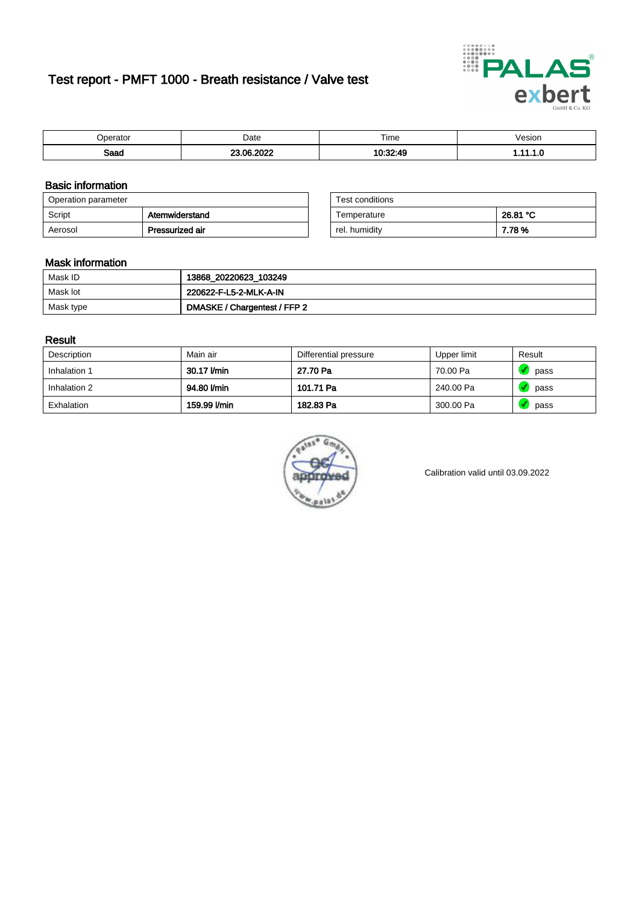# Test report - PMFT 1000 - Breath resistance / Valve test

| Operator | Date | Time | Vesion |
|---|---|---|---|
| **Saad** | **23.06.2022** | **10:32:49** | **1.11.1.0** |

## Basic information

| Operation parameter | |
|---|---|
| Script | **Atemwiderstand** |
| Aerosol | **Pressurized air** |

| Test conditions | |
|---|---|
| Temperature | **26.81 °C** |
| rel. humidity | **7.78 %** |

## Mask information

| | |
|---|---|
| Mask ID | **13868_20220623_103249** |
| Mask lot | **220622-F-L5-2-MLK-A-IN** |
| Mask type | **DMASKE / Chargentest / FFP 2** |

## Result

| Description | Main air | Differential pressure | Upper limit | Result |
|---|---|---|---|---|
| Inhalation 1 | **30.17 l/min** | **27.70 Pa** | 70.00 Pa | pass |
| Inhalation 2 | **94.80 l/min** | **101.71 Pa** | 240.00 Pa | pass |
| Exhalation | **159.99 l/min** | **182.83 Pa** | 300.00 Pa | pass |

Calibration valid until 03.09.2022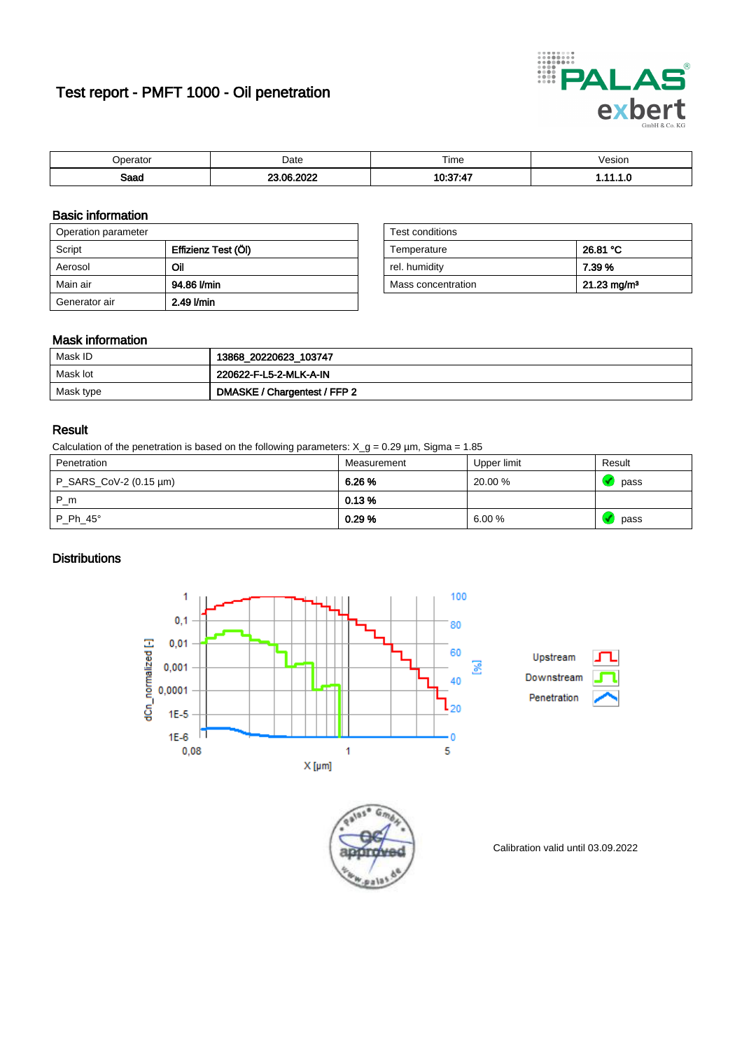# Test report - PMFT 1000 - Oil penetration

| Operator | Date | Time | Vesion |
|---|---|---|---|
| **Saad** | **23.06.2022** | **10:37:47** | **1.11.1.0** |

## Basic information

| Operation parameter | |
|---|---|
| Script | **Effizienz Test (Öl)** |
| Aerosol | **Oil** |
| Main air | **94.86 l/min** |
| Generator air | **2.49 l/min** |

| Test conditions | |
|---|---|
| Temperature | **26.81 °C** |
| rel. humidity | **7.39 %** |
| Mass concentration | **21.23 mg/m³** |

## Mask information

| | |
|---|---|
| Mask ID | **13868_20220623_103747** |
| Mask lot | **220622-F-L5-2-MLK-A-IN** |
| Mask type | **DMASKE / Chargentest / FFP 2** |

## Result

Calculation of the penetration is based on the following parameters: X_g = 0.29 µm, Sigma = 1.85

| Penetration | Measurement | Upper limit | Result |
|---|---|---|---|
| P_SARS_CoV-2 (0.15 µm) | **6.26 %** | 20.00 % | pass |
| P_m | **0.13 %** | | |
| P_Ph_45° | **0.29 %** | 6.00 % | pass |

## Distributions

dCn_normalized [-]
1
0,1
0,01
0,001
0,0001
1E-5
1E-6
0,08
1
5
X [µm]
[%]
100
80
60
40
20
0
Upstream
Downstream
Penetration

Calibration valid until 03.09.2022